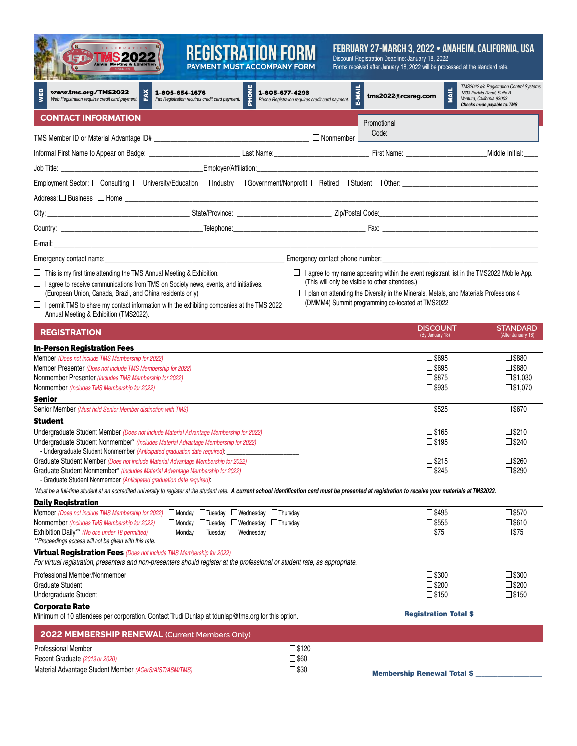# REGISTRATION FORM

**PAYMENT MUST ACCOMPANY FORM**

**FEBRUARY 27-MARCH 3, 2022 • ANAHEIM, CALIFORNIA, USA**

Discount Registration Deadline: January 18, 2022
Forms received after January 18, 2022 will be processed at the standard rate.

| WEB | FAX | PHONE | E-MAIL | MAIL |
|---|---|---|---|---|
| **www.tms.org/TMS2022** *Web Registration requires credit card payment.* | **1-805-654-1676** *Fax Registration requires credit card payment.* | **1-805-677-4293** *Phone Registration requires credit card payment.* | **tms2022@rcsreg.com** | *TMS2022 c/o Registration Control Systems 1833 Portola Road, Suite B Ventura, California 93003* ***Checks made payable to: TMS*** |

## CONTACT INFORMATION

Promotional Code:

TMS Member ID or Material Advantage ID# ______________________ ☐ Nonmember

Informal First Name to Appear on Badge: ______________ Last Name: ______________ First Name: ______________ Middle Initial: ____

Job Title: ______________ Employer/Affiliation: ______________

Employment Sector: ☐ Consulting ☐ University/Education ☐ Industry ☐ Government/Nonprofit ☐ Retired ☐ Student ☐ Other: ______________

Address: ☐ Business ☐ Home ______________

City: ______________ State/Province: ______________ Zip/Postal Code: ______________

Country: ______________ Telephone: ______________ Fax: ______________

E-mail: ______________

Emergency contact name: ______________ Emergency contact phone number: ______________

☐ This is my first time attending the TMS Annual Meeting & Exhibition.

☐ I agree to receive communications from TMS on Society news, events, and initiatives. (European Union, Canada, Brazil, and China residents only)

☐ I permit TMS to share my contact information with the exhibiting companies at the TMS 2022 Annual Meeting & Exhibition (TMS2022).

☐ I agree to my name appearing within the event registrant list in the TMS2022 Mobile App. (This will only be visible to other attendees.)

☐ I plan on attending the Diversity in the Minerals, Metals, and Materials Professions 4 (DMMM4) Summit programming co-located at TMS2022

## REGISTRATION

| | DISCOUNT (By January 18) | STANDARD (After January 18) |
|---|---|---|
| **In-Person Registration Fees** | | |
| Member *(Does not include TMS Membership for 2022)* | ☐ $695 | ☐ $880 |
| Member Presenter *(Does not include TMS Membership for 2022)* | ☐ $695 | ☐ $880 |
| Nonmember Presenter *(Includes TMS Membership for 2022)* | ☐ $875 | ☐ $1,030 |
| Nonmember *(Includes TMS Membership for 2022)* | ☐ $935 | ☐ $1,070 |
| **Senior** | | |
| Senior Member *(Must hold Senior Member distinction with TMS)* | ☐ $525 | ☐ $670 |
| **Student** | | |
| Undergraduate Student Member *(Does not include Material Advantage Membership for 2022)* | ☐ $165 | ☐ $210 |
| Undergraduate Student Nonmember* *(Includes Material Advantage Membership for 2022)* | ☐ $195 | ☐ $240 |
| - Undergraduate Student Nonmember *(Anticipated graduation date required)*: ______________ | | |
| Graduate Student Member *(Does not include Material Advantage Membership for 2022)* | ☐ $215 | ☐ $260 |
| Graduate Student Nonmember* *(Includes Material Advantage Membership for 2022)* | ☐ $245 | ☐ $290 |
| - Graduate Student Nonmember *(Anticipated graduation date required)*: ______________ | | |

*\*Must be a full-time student at an accredited university to register at the student rate.* ***A current school identification card must be presented at registration to receive your materials at TMS2022.***

| | | DISCOUNT | STANDARD |
|---|---|---|---|
| **Daily Registration** | | | |
| Member *(Does not include TMS Membership for 2022)* | ☐ Monday ☐ Tuesday ☐ Wednesday ☐ Thursday | ☐ $495 | ☐ $570 |
| Nonmember *(Includes TMS Membership for 2022)* | ☐ Monday ☐ Tuesday ☐ Wednesday ☐ Thursday | ☐ $555 | ☐ $610 |
| Exhibition Daily\*\* *(No one under 18 permitted)* | ☐ Monday ☐ Tuesday ☐ Wednesday | ☐ $75 | ☐ $75 |

*\*\*Proceedings access will not be given with this rate.*

**Virtual Registration Fees** *(Does not include TMS Membership for 2022)*

*For virtual registration, presenters and non-presenters should register at the professional or student rate, as appropriate.*

| | DISCOUNT | STANDARD |
|---|---|---|
| Professional Member/Nonmember | ☐ $300 | ☐ $300 |
| Graduate Student | ☐ $200 | ☐ $200 |
| Undergraduate Student | ☐ $150 | ☐ $150 |

**Corporate Rate**

Minimum of 10 attendees per corporation. Contact Trudi Dunlap at tdunlap@tms.org for this option.

**Registration Total $** ______________

## 2022 MEMBERSHIP RENEWAL (Current Members Only)

| | |
|---|---|
| Professional Member | ☐ $120 |
| Recent Graduate *(2019 or 2020)* | ☐ $60 |
| Material Advantage Student Member *(ACerS/AIST/ASM/TMS)* | ☐ $30 |

**Membership Renewal Total $** ______________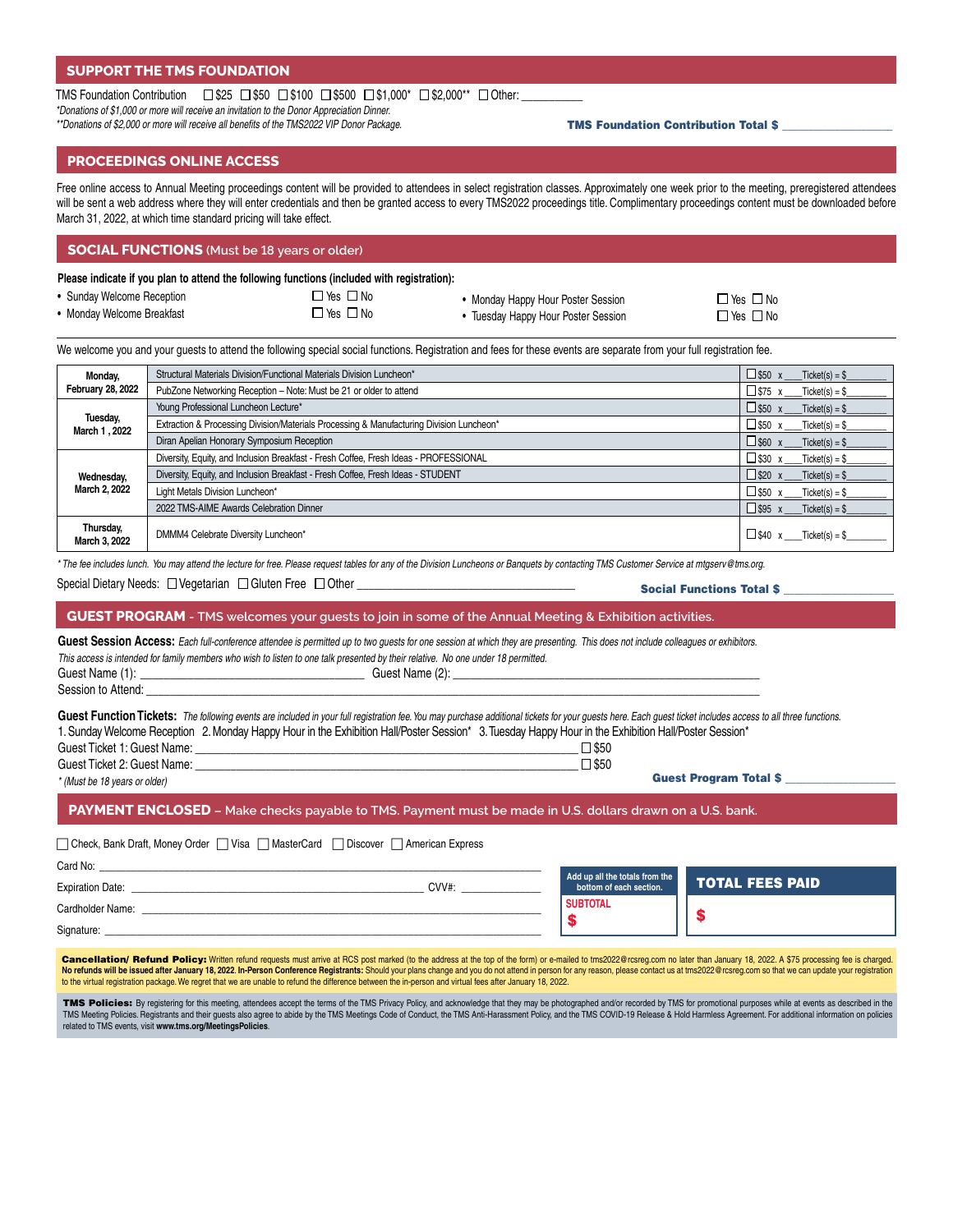## SUPPORT THE TMS FOUNDATION

TMS Foundation Contribution ☐ $25 ☐ $50 ☐ $100 ☐ $500 ☐ $1,000* ☐ $2,000** ☐ Other: __________

*Donations of $1,000 or more will receive an invitation to the Donor Appreciation Dinner.*

*\*\*Donations of $2,000 or more will receive all benefits of the TMS2022 VIP Donor Package.*

**TMS Foundation Contribution Total $ ________________**

## PROCEEDINGS ONLINE ACCESS

Free online access to Annual Meeting proceedings content will be provided to attendees in select registration classes. Approximately one week prior to the meeting, preregistered attendees will be sent a web address where they will enter credentials and then be granted access to every TMS2022 proceedings title. Complimentary proceedings content must be downloaded before March 31, 2022, at which time standard pricing will take effect.

## SOCIAL FUNCTIONS (Must be 18 years or older)

**Please indicate if you plan to attend the following functions (included with registration):**

- Sunday Welcome Reception ☐ Yes ☐ No
- Monday Welcome Breakfast ☐ Yes ☐ No
- Monday Happy Hour Poster Session ☐ Yes ☐ No
- Tuesday Happy Hour Poster Session ☐ Yes ☐ No

We welcome you and your guests to attend the following special social functions. Registration and fees for these events are separate from your full registration fee.

| | | |
|---|---|---|
| **Monday, February 28, 2022** | Structural Materials Division/Functional Materials Division Luncheon* | ☐ $50 x ___Ticket(s) = $________ |
| | PubZone Networking Reception – Note: Must be 21 or older to attend | ☐ $75 x ___Ticket(s) = $________ |
| **Tuesday, March 1, 2022** | Young Professional Luncheon Lecture* | ☐ $50 x ___Ticket(s) = $________ |
| | Extraction & Processing Division/Materials Processing & Manufacturing Division Luncheon* | ☐ $50 x ___Ticket(s) = $________ |
| | Diran Apelian Honorary Symposium Reception | ☐ $60 x ___Ticket(s) = $________ |
| **Wednesday, March 2, 2022** | Diversity, Equity, and Inclusion Breakfast - Fresh Coffee, Fresh Ideas - PROFESSIONAL | ☐ $30 x ___Ticket(s) = $________ |
| | Diversity, Equity, and Inclusion Breakfast - Fresh Coffee, Fresh Ideas - STUDENT | ☐ $20 x ___Ticket(s) = $________ |
| | Light Metals Division Luncheon* | ☐ $50 x ___Ticket(s) = $________ |
| | 2022 TMS-AIME Awards Celebration Dinner | ☐ $95 x ___Ticket(s) = $________ |
| **Thursday, March 3, 2022** | DMMM4 Celebrate Diversity Luncheon* | ☐ $40 x ___Ticket(s) = $________ |

*\* The fee includes lunch. You may attend the lecture for free. Please request tables for any of the Division Luncheons or Banquets by contacting TMS Customer Service at mtgserv@tms.org.*

Special Dietary Needs: ☐ Vegetarian ☐ Gluten Free ☐ Other ________________________________

**Social Functions Total $ ________________**

## GUEST PROGRAM - TMS welcomes your guests to join in some of the Annual Meeting & Exhibition activities.

**Guest Session Access:** *Each full-conference attendee is permitted up to two guests for one session at which they are presenting. This does not include colleagues or exhibitors. This access is intended for family members who wish to listen to one talk presented by their relative. No one under 18 permitted.*

Guest Name (1): ________________________________ Guest Name (2): ________________________________

Session to Attend: ________________________________________________________________

**Guest Function Tickets:** *The following events are included in your full registration fee. You may purchase additional tickets for your guests here. Each guest ticket includes access to all three functions.*

1. Sunday Welcome Reception 2. Monday Happy Hour in the Exhibition Hall/Poster Session* 3. Tuesday Happy Hour in the Exhibition Hall/Poster Session*

Guest Ticket 1: Guest Name: ________________________________________________ ☐ $50

Guest Ticket 2: Guest Name: ________________________________________________ ☐ $50

*\* (Must be 18 years or older)*

**Guest Program Total $ ________________**

## PAYMENT ENCLOSED – Make checks payable to TMS. Payment must be made in U.S. dollars drawn on a U.S. bank.

☐ Check, Bank Draft, Money Order ☐ Visa ☐ MasterCard ☐ Discover ☐ American Express

Card No: ________________________________________________________________

Expiration Date: ________________________________________ CVV#: ______________

Cardholder Name: ________________________________________________________________

Signature: ________________________________________________________________

Add up all the totals from the bottom of each section.

**SUBTOTAL**

**$**

**TOTAL FEES PAID**

**$**

**Cancellation/ Refund Policy:** Written refund requests must arrive at RCS post marked (to the address at the top of the form) or e-mailed to tms2022@rcsreg.com no later than January 18, 2022. A $75 processing fee is charged. **No refunds will be issued after January 18, 2022. In-Person Conference Registrants:** Should your plans change and you do not attend in person for any reason, please contact us at tms2022@rcsreg.com so that we can update your registration to the virtual registration package. We regret that we are unable to refund the difference between the in-person and virtual fees after January 18, 2022.

**TMS Policies:** By registering for this meeting, attendees accept the terms of the TMS Privacy Policy, and acknowledge that they may be photographed and/or recorded by TMS for promotional purposes while at events as described in the TMS Meeting Policies. Registrants and their guests also agree to abide by the TMS Meetings Code of Conduct, the TMS Anti-Harassment Policy, and the TMS COVID-19 Release & Hold Harmless Agreement. For additional information on policies related to TMS events, visit **www.tms.org/MeetingsPolicies**.